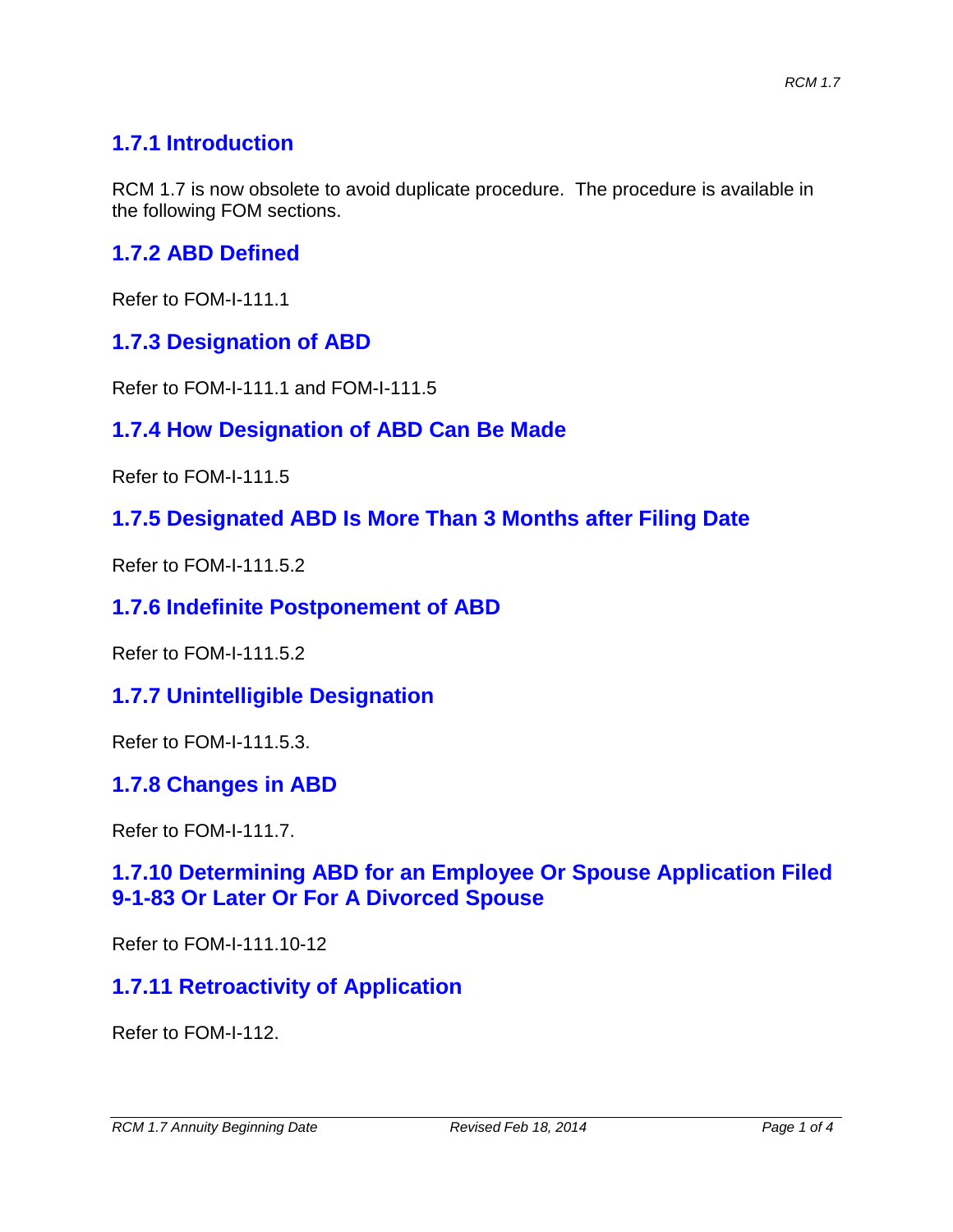## 1.7.1 Introduction

RCM 1.7 is now obsolete to avoid duplicate procedure. The procedure is available in the following FOM sections.

## 1.7.2 ABD Defined

Refer to FOM-I-111.1

## 1.7.3 Designation of ABD

Refer to FOM-I-111.1 and FOM-I-111.5

## 1.7.4 How Designation of ABD Can Be Made

Refer to FOM-I-111.5

## 1.7.5 Designated ABD Is More Than 3 Months after Filing Date

Refer to FOM-I-111.5.2

## 1.7.6 Indefinite Postponement of ABD

Refer to FOM-I-111.5.2

## 1.7.7 Unintelligible Designation

Refer to FOM-I-111.5.3.

## 1.7.8 Changes in ABD

Refer to FOM-I-111.7.

## 1.7.10 Determining ABD for an Employee Or Spouse Application Filed 9-1-83 Or Later Or For A Divorced Spouse

Refer to FOM-I-111.10-12

## 1.7.11 Retroactivity of Application

Refer to FOM-I-112.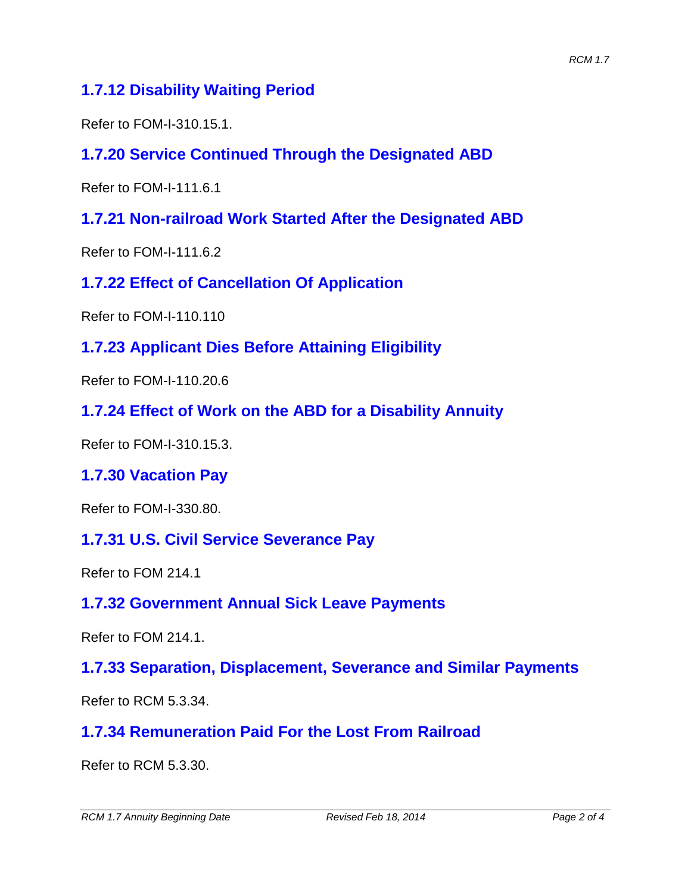## 1.7.12 Disability Waiting Period

Refer to FOM-I-310.15.1.

## 1.7.20 Service Continued Through the Designated ABD

Refer to FOM-I-111.6.1

## 1.7.21 Non-railroad Work Started After the Designated ABD

Refer to FOM-I-111.6.2

## 1.7.22 Effect of Cancellation Of Application

Refer to FOM-I-110.110

## 1.7.23 Applicant Dies Before Attaining Eligibility

Refer to FOM-I-110.20.6

## 1.7.24 Effect of Work on the ABD for a Disability Annuity

Refer to FOM-I-310.15.3.

## 1.7.30 Vacation Pay

Refer to FOM-I-330.80.

## 1.7.31 U.S. Civil Service Severance Pay

Refer to FOM 214.1

## 1.7.32 Government Annual Sick Leave Payments

Refer to FOM 214.1.

## 1.7.33 Separation, Displacement, Severance and Similar Payments

Refer to RCM 5.3.34.

## 1.7.34 Remuneration Paid For the Lost From Railroad

Refer to RCM 5.3.30.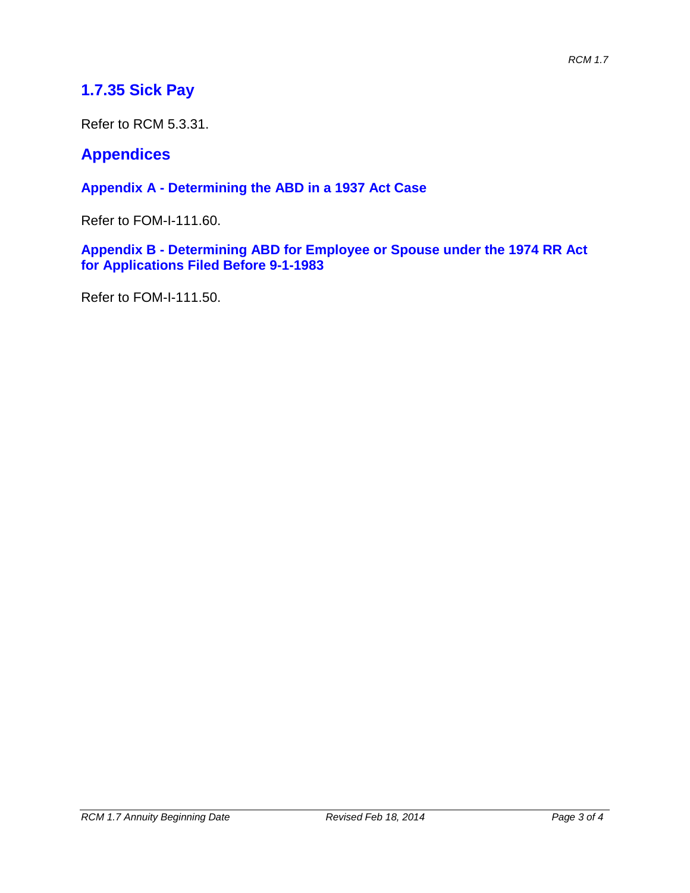## 1.7.35 Sick Pay

Refer to RCM 5.3.31.

## Appendices

### Appendix A - Determining the ABD in a 1937 Act Case

Refer to FOM-I-111.60.

### Appendix B - Determining ABD for Employee or Spouse under the 1974 RR Act for Applications Filed Before 9-1-1983

Refer to FOM-I-111.50.